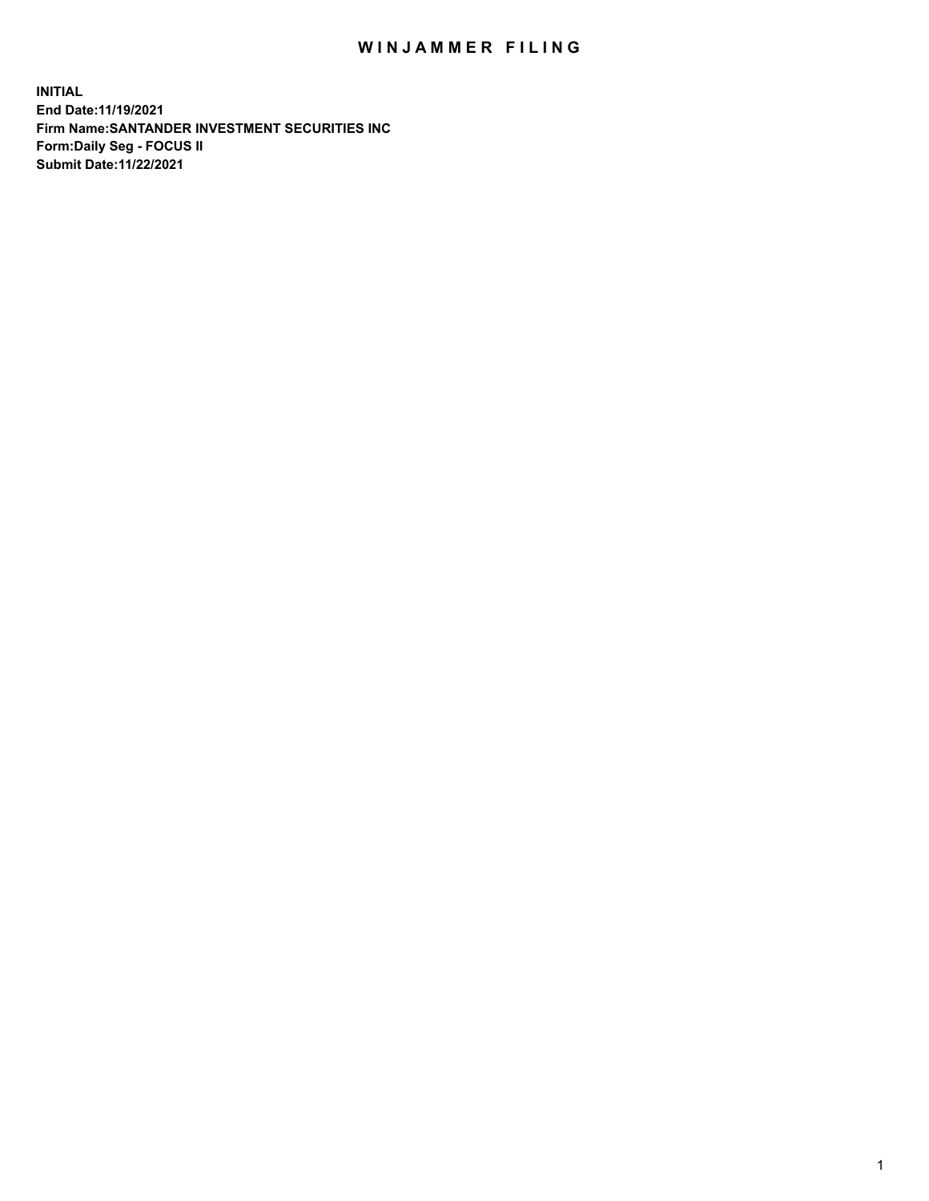# WINJAMMER FILING

**INITIAL**
**End Date:11/19/2021**
**Firm Name:SANTANDER INVESTMENT SECURITIES INC**
**Form:Daily Seg - FOCUS II**
**Submit Date:11/22/2021**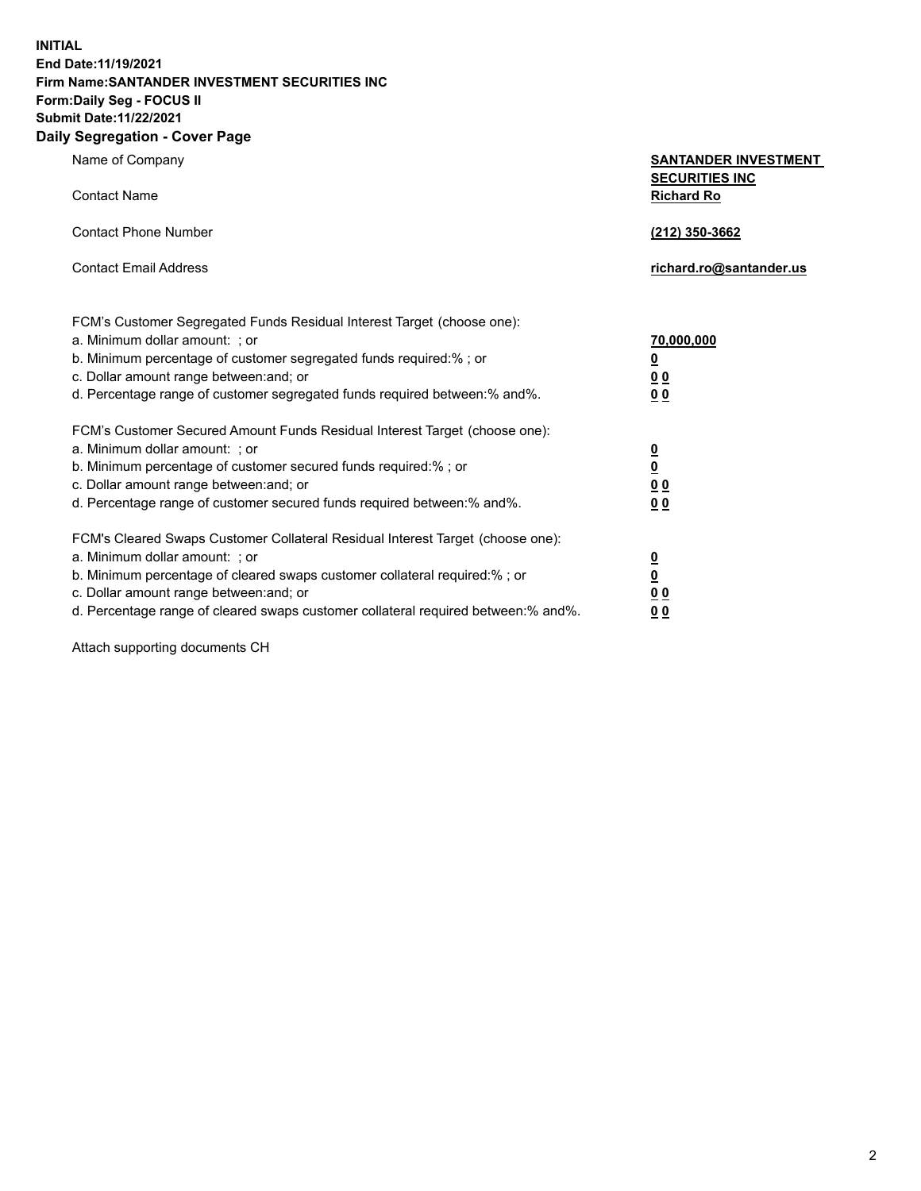**INITIAL**
**End Date:11/19/2021**
**Firm Name:SANTANDER INVESTMENT SECURITIES INC**
**Form:Daily Seg - FOCUS II**
**Submit Date:11/22/2021**

## Daily Segregation - Cover Page

| | |
|---|---|
| Name of Company | **SANTANDER INVESTMENT SECURITIES INC** |
| Contact Name | **Richard Ro** |
| Contact Phone Number | **(212) 350-3662** |
| Contact Email Address | **richard.ro@santander.us** |

| | |
|---|---|
| FCM's Customer Segregated Funds Residual Interest Target (choose one): | |
| a. Minimum dollar amount: ; or | **70,000,000** |
| b. Minimum percentage of customer segregated funds required:% ; or | **0** |
| c. Dollar amount range between:and; or | **0 0** |
| d. Percentage range of customer segregated funds required between:% and%. | **0 0** |
| FCM's Customer Secured Amount Funds Residual Interest Target (choose one): | |
| a. Minimum dollar amount: ; or | **0** |
| b. Minimum percentage of customer secured funds required:% ; or | **0** |
| c. Dollar amount range between:and; or | **0 0** |
| d. Percentage range of customer secured funds required between:% and%. | **0 0** |
| FCM's Cleared Swaps Customer Collateral Residual Interest Target (choose one): | |
| a. Minimum dollar amount: ; or | **0** |
| b. Minimum percentage of cleared swaps customer collateral required:% ; or | **0** |
| c. Dollar amount range between:and; or | **0 0** |
| d. Percentage range of cleared swaps customer collateral required between:% and%. | **0 0** |

Attach supporting documents CH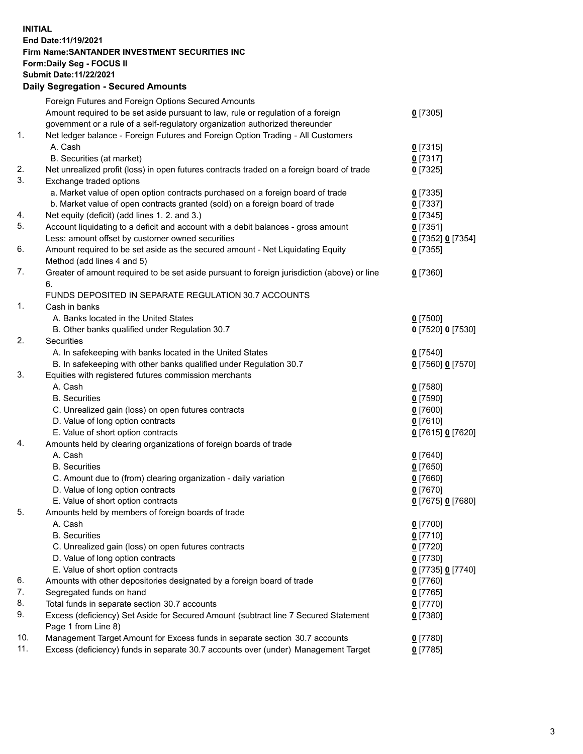**INITIAL**
**End Date:11/19/2021**
**Firm Name:SANTANDER INVESTMENT SECURITIES INC**
**Form:Daily Seg - FOCUS II**
**Submit Date:11/22/2021**

## Daily Segregation - Secured Amounts

| | | |
|---|---|---|
| | Foreign Futures and Foreign Options Secured Amounts | |
| | Amount required to be set aside pursuant to law, rule or regulation of a foreign government or a rule of a self-regulatory organization authorized thereunder | **0** [7305] |
| 1. | Net ledger balance - Foreign Futures and Foreign Option Trading - All Customers | |
| | A. Cash | **0** [7315] |
| | B. Securities (at market) | **0** [7317] |
| 2. | Net unrealized profit (loss) in open futures contracts traded on a foreign board of trade | **0** [7325] |
| 3. | Exchange traded options | |
| | a. Market value of open option contracts purchased on a foreign board of trade | **0** [7335] |
| | b. Market value of open contracts granted (sold) on a foreign board of trade | **0** [7337] |
| 4. | Net equity (deficit) (add lines 1. 2. and 3.) | **0** [7345] |
| 5. | Account liquidating to a deficit and account with a debit balances - gross amount | **0** [7351] |
| | Less: amount offset by customer owned securities | **0** [7352] **0** [7354] |
| 6. | Amount required to be set aside as the secured amount - Net Liquidating Equity Method (add lines 4 and 5) | **0** [7355] |
| 7. | Greater of amount required to be set aside pursuant to foreign jurisdiction (above) or line 6. | **0** [7360] |
| | FUNDS DEPOSITED IN SEPARATE REGULATION 30.7 ACCOUNTS | |
| 1. | Cash in banks | |
| | A. Banks located in the United States | **0** [7500] |
| | B. Other banks qualified under Regulation 30.7 | **0** [7520] **0** [7530] |
| 2. | Securities | |
| | A. In safekeeping with banks located in the United States | **0** [7540] |
| | B. In safekeeping with other banks qualified under Regulation 30.7 | **0** [7560] **0** [7570] |
| 3. | Equities with registered futures commission merchants | |
| | A. Cash | **0** [7580] |
| | B. Securities | **0** [7590] |
| | C. Unrealized gain (loss) on open futures contracts | **0** [7600] |
| | D. Value of long option contracts | **0** [7610] |
| | E. Value of short option contracts | **0** [7615] **0** [7620] |
| 4. | Amounts held by clearing organizations of foreign boards of trade | |
| | A. Cash | **0** [7640] |
| | B. Securities | **0** [7650] |
| | C. Amount due to (from) clearing organization - daily variation | **0** [7660] |
| | D. Value of long option contracts | **0** [7670] |
| | E. Value of short option contracts | **0** [7675] **0** [7680] |
| 5. | Amounts held by members of foreign boards of trade | |
| | A. Cash | **0** [7700] |
| | B. Securities | **0** [7710] |
| | C. Unrealized gain (loss) on open futures contracts | **0** [7720] |
| | D. Value of long option contracts | **0** [7730] |
| | E. Value of short option contracts | **0** [7735] **0** [7740] |
| 6. | Amounts with other depositories designated by a foreign board of trade | **0** [7760] |
| 7. | Segregated funds on hand | **0** [7765] |
| 8. | Total funds in separate section 30.7 accounts | **0** [7770] |
| 9. | Excess (deficiency) Set Aside for Secured Amount (subtract line 7 Secured Statement Page 1 from Line 8) | **0** [7380] |
| 10. | Management Target Amount for Excess funds in separate section 30.7 accounts | **0** [7780] |
| 11. | Excess (deficiency) funds in separate 30.7 accounts over (under) Management Target | **0** [7785] |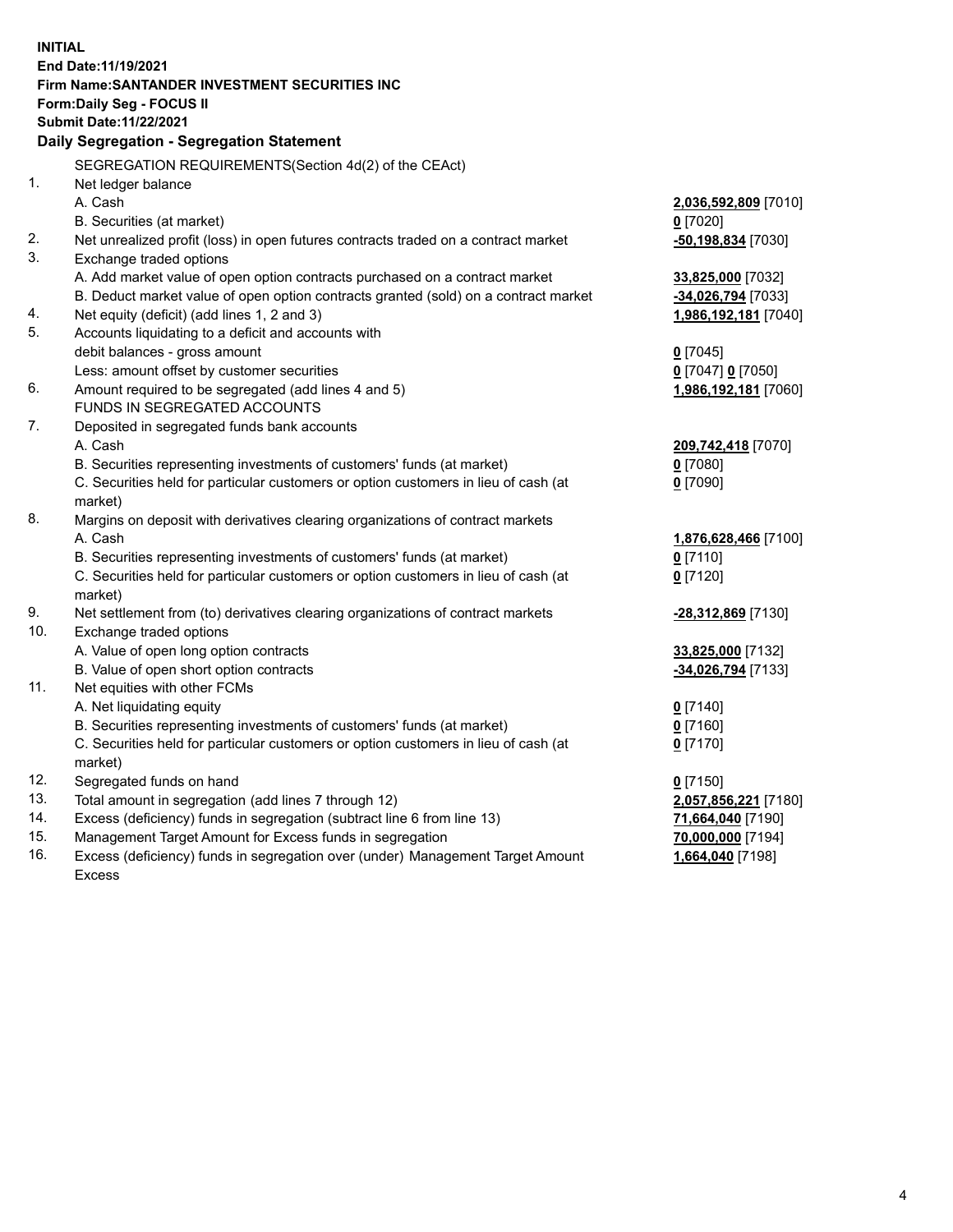**INITIAL**
**End Date:11/19/2021**
**Firm Name:SANTANDER INVESTMENT SECURITIES INC**
**Form:Daily Seg - FOCUS II**
**Submit Date:11/22/2021**

## Daily Segregation - Segregation Statement

SEGREGATION REQUIREMENTS(Section 4d(2) of the CEAct)

| | | |
|---|---|---|
| 1. | Net ledger balance | |
| | A. Cash | **2,036,592,809** [7010] |
| | B. Securities (at market) | **0** [7020] |
| 2. | Net unrealized profit (loss) in open futures contracts traded on a contract market | **-50,198,834** [7030] |
| 3. | Exchange traded options | |
| | A. Add market value of open option contracts purchased on a contract market | **33,825,000** [7032] |
| | B. Deduct market value of open option contracts granted (sold) on a contract market | **-34,026,794** [7033] |
| 4. | Net equity (deficit) (add lines 1, 2 and 3) | **1,986,192,181** [7040] |
| 5. | Accounts liquidating to a deficit and accounts with debit balances - gross amount | **0** [7045] |
| | Less: amount offset by customer securities | **0** [7047] **0** [7050] |
| 6. | Amount required to be segregated (add lines 4 and 5) | **1,986,192,181** [7060] |
| | FUNDS IN SEGREGATED ACCOUNTS | |
| 7. | Deposited in segregated funds bank accounts | |
| | A. Cash | **209,742,418** [7070] |
| | B. Securities representing investments of customers' funds (at market) | **0** [7080] |
| | C. Securities held for particular customers or option customers in lieu of cash (at market) | **0** [7090] |
| 8. | Margins on deposit with derivatives clearing organizations of contract markets | |
| | A. Cash | **1,876,628,466** [7100] |
| | B. Securities representing investments of customers' funds (at market) | **0** [7110] |
| | C. Securities held for particular customers or option customers in lieu of cash (at market) | **0** [7120] |
| 9. | Net settlement from (to) derivatives clearing organizations of contract markets | **-28,312,869** [7130] |
| 10. | Exchange traded options | |
| | A. Value of open long option contracts | **33,825,000** [7132] |
| | B. Value of open short option contracts | **-34,026,794** [7133] |
| 11. | Net equities with other FCMs | |
| | A. Net liquidating equity | **0** [7140] |
| | B. Securities representing investments of customers' funds (at market) | **0** [7160] |
| | C. Securities held for particular customers or option customers in lieu of cash (at market) | **0** [7170] |
| 12. | Segregated funds on hand | **0** [7150] |
| 13. | Total amount in segregation (add lines 7 through 12) | **2,057,856,221** [7180] |
| 14. | Excess (deficiency) funds in segregation (subtract line 6 from line 13) | **71,664,040** [7190] |
| 15. | Management Target Amount for Excess funds in segregation | **70,000,000** [7194] |
| 16. | Excess (deficiency) funds in segregation over (under) Management Target Amount Excess | **1,664,040** [7198] |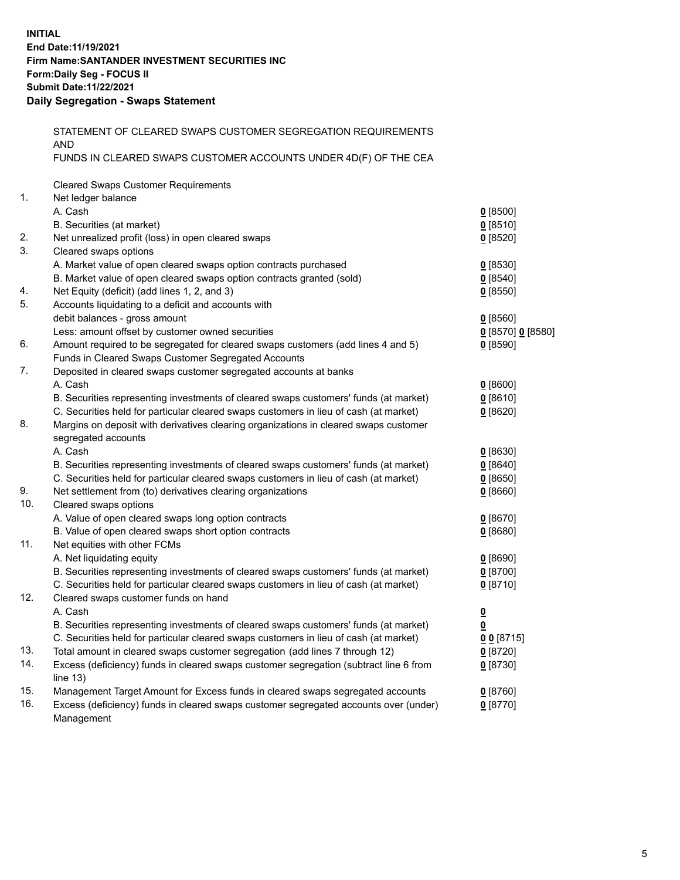**INITIAL**
**End Date:11/19/2021**
**Firm Name:SANTANDER INVESTMENT SECURITIES INC**
**Form:Daily Seg - FOCUS II**
**Submit Date:11/22/2021**
**Daily Segregation - Swaps Statement**

STATEMENT OF CLEARED SWAPS CUSTOMER SEGREGATION REQUIREMENTS AND FUNDS IN CLEARED SWAPS CUSTOMER ACCOUNTS UNDER 4D(F) OF THE CEA

| | | |
|---|---|---|
| | Cleared Swaps Customer Requirements | |
| 1. | Net ledger balance | |
| | A. Cash | 0 [8500] |
| | B. Securities (at market) | 0 [8510] |
| 2. | Net unrealized profit (loss) in open cleared swaps | 0 [8520] |
| 3. | Cleared swaps options | |
| | A. Market value of open cleared swaps option contracts purchased | 0 [8530] |
| | B. Market value of open cleared swaps option contracts granted (sold) | 0 [8540] |
| 4. | Net Equity (deficit) (add lines 1, 2, and 3) | 0 [8550] |
| 5. | Accounts liquidating to a deficit and accounts with debit balances - gross amount | 0 [8560] |
| | Less: amount offset by customer owned securities | 0 [8570] 0 [8580] |
| 6. | Amount required to be segregated for cleared swaps customers (add lines 4 and 5) | 0 [8590] |
| | Funds in Cleared Swaps Customer Segregated Accounts | |
| 7. | Deposited in cleared swaps customer segregated accounts at banks | |
| | A. Cash | 0 [8600] |
| | B. Securities representing investments of cleared swaps customers' funds (at market) | 0 [8610] |
| | C. Securities held for particular cleared swaps customers in lieu of cash (at market) | 0 [8620] |
| 8. | Margins on deposit with derivatives clearing organizations in cleared swaps customer segregated accounts | |
| | A. Cash | 0 [8630] |
| | B. Securities representing investments of cleared swaps customers' funds (at market) | 0 [8640] |
| | C. Securities held for particular cleared swaps customers in lieu of cash (at market) | 0 [8650] |
| 9. | Net settlement from (to) derivatives clearing organizations | 0 [8660] |
| 10. | Cleared swaps options | |
| | A. Value of open cleared swaps long option contracts | 0 [8670] |
| | B. Value of open cleared swaps short option contracts | 0 [8680] |
| 11. | Net equities with other FCMs | |
| | A. Net liquidating equity | 0 [8690] |
| | B. Securities representing investments of cleared swaps customers' funds (at market) | 0 [8700] |
| | C. Securities held for particular cleared swaps customers in lieu of cash (at market) | 0 [8710] |
| 12. | Cleared swaps customer funds on hand | |
| | A. Cash | 0 |
| | B. Securities representing investments of cleared swaps customers' funds (at market) | 0 |
| | C. Securities held for particular cleared swaps customers in lieu of cash (at market) | 0 0 [8715] |
| 13. | Total amount in cleared swaps customer segregation (add lines 7 through 12) | 0 [8720] |
| 14. | Excess (deficiency) funds in cleared swaps customer segregation (subtract line 6 from line 13) | 0 [8730] |
| 15. | Management Target Amount for Excess funds in cleared swaps segregated accounts | 0 [8760] |
| 16. | Excess (deficiency) funds in cleared swaps customer segregated accounts over (under) Management | 0 [8770] |